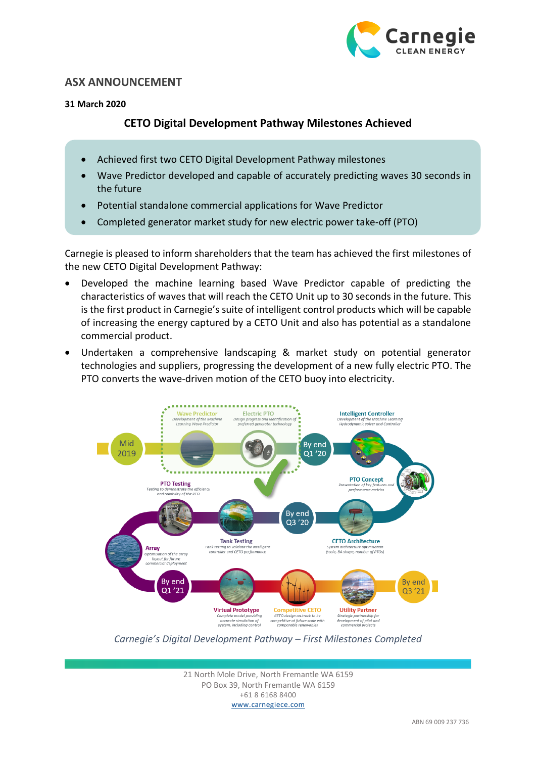# ASX ANNOUNCEMENT

**31 March 2020**

## CETO Digital Development Pathway Milestones Achieved

- Achieved first two CETO Digital Development Pathway milestones
- Wave Predictor developed and capable of accurately predicting waves 30 seconds in the future
- Potential standalone commercial applications for Wave Predictor
- Completed generator market study for new electric power take-off (PTO)

Carnegie is pleased to inform shareholders that the team has achieved the first milestones of the new CETO Digital Development Pathway:

- Developed the machine learning based Wave Predictor capable of predicting the characteristics of waves that will reach the CETO Unit up to 30 seconds in the future. This is the first product in Carnegie's suite of intelligent control products which will be capable of increasing the energy captured by a CETO Unit and also has potential as a standalone commercial product.
- Undertaken a comprehensive landscaping & market study on potential generator technologies and suppliers, progressing the development of a new fully electric PTO. The PTO converts the wave-driven motion of the CETO buoy into electricity.

*Carnegie's Digital Development Pathway – First Milestones Completed*

21 North Mole Drive, North Fremantle WA 6159
PO Box 39, North Fremantle WA 6159
+61 8 6168 8400
www.carnegiece.com

ABN 69 009 237 736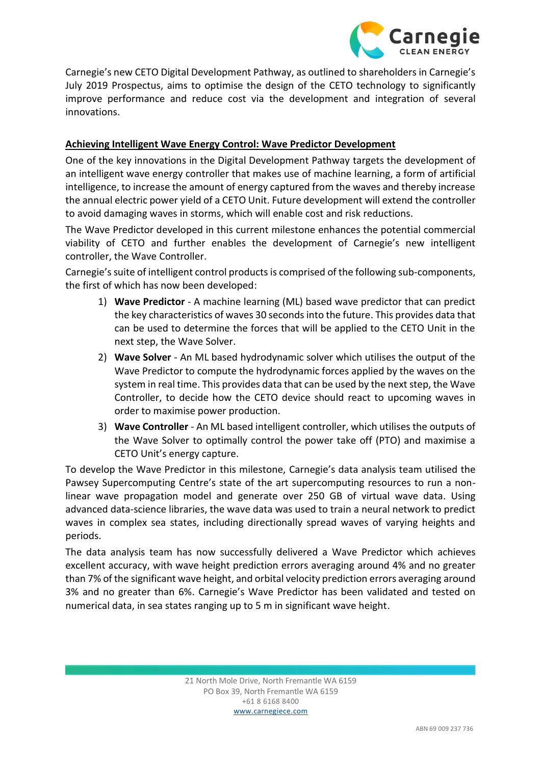Carnegie's new CETO Digital Development Pathway, as outlined to shareholders in Carnegie's July 2019 Prospectus, aims to optimise the design of the CETO technology to significantly improve performance and reduce cost via the development and integration of several innovations.

## Achieving Intelligent Wave Energy Control: Wave Predictor Development

One of the key innovations in the Digital Development Pathway targets the development of an intelligent wave energy controller that makes use of machine learning, a form of artificial intelligence, to increase the amount of energy captured from the waves and thereby increase the annual electric power yield of a CETO Unit. Future development will extend the controller to avoid damaging waves in storms, which will enable cost and risk reductions.

The Wave Predictor developed in this current milestone enhances the potential commercial viability of CETO and further enables the development of Carnegie's new intelligent controller, the Wave Controller.

Carnegie's suite of intelligent control products is comprised of the following sub-components, the first of which has now been developed:

1) **Wave Predictor** - A machine learning (ML) based wave predictor that can predict the key characteristics of waves 30 seconds into the future. This provides data that can be used to determine the forces that will be applied to the CETO Unit in the next step, the Wave Solver.
2) **Wave Solver** - An ML based hydrodynamic solver which utilises the output of the Wave Predictor to compute the hydrodynamic forces applied by the waves on the system in real time. This provides data that can be used by the next step, the Wave Controller, to decide how the CETO device should react to upcoming waves in order to maximise power production.
3) **Wave Controller** - An ML based intelligent controller, which utilises the outputs of the Wave Solver to optimally control the power take off (PTO) and maximise a CETO Unit's energy capture.

To develop the Wave Predictor in this milestone, Carnegie's data analysis team utilised the Pawsey Supercomputing Centre's state of the art supercomputing resources to run a non-linear wave propagation model and generate over 250 GB of virtual wave data. Using advanced data-science libraries, the wave data was used to train a neural network to predict waves in complex sea states, including directionally spread waves of varying heights and periods.

The data analysis team has now successfully delivered a Wave Predictor which achieves excellent accuracy, with wave height prediction errors averaging around 4% and no greater than 7% of the significant wave height, and orbital velocity prediction errors averaging around 3% and no greater than 6%. Carnegie's Wave Predictor has been validated and tested on numerical data, in sea states ranging up to 5 m in significant wave height.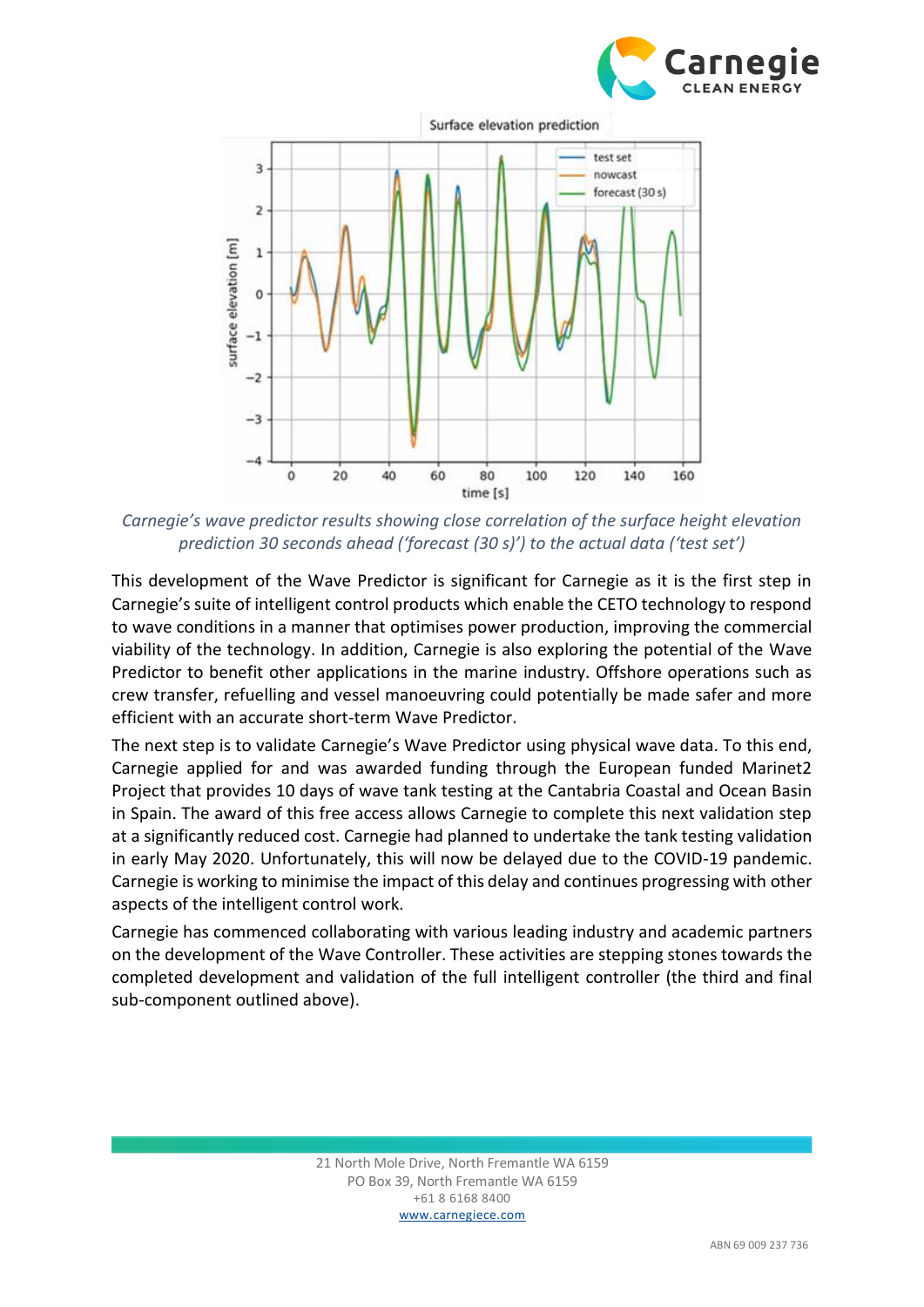*Carnegie's wave predictor results showing close correlation of the surface height elevation prediction 30 seconds ahead ('forecast (30 s)') to the actual data ('test set')*

This development of the Wave Predictor is significant for Carnegie as it is the first step in Carnegie's suite of intelligent control products which enable the CETO technology to respond to wave conditions in a manner that optimises power production, improving the commercial viability of the technology. In addition, Carnegie is also exploring the potential of the Wave Predictor to benefit other applications in the marine industry. Offshore operations such as crew transfer, refuelling and vessel manoeuvring could potentially be made safer and more efficient with an accurate short-term Wave Predictor.

The next step is to validate Carnegie's Wave Predictor using physical wave data. To this end, Carnegie applied for and was awarded funding through the European funded Marinet2 Project that provides 10 days of wave tank testing at the Cantabria Coastal and Ocean Basin in Spain. The award of this free access allows Carnegie to complete this next validation step at a significantly reduced cost. Carnegie had planned to undertake the tank testing validation in early May 2020. Unfortunately, this will now be delayed due to the COVID-19 pandemic. Carnegie is working to minimise the impact of this delay and continues progressing with other aspects of the intelligent control work.

Carnegie has commenced collaborating with various leading industry and academic partners on the development of the Wave Controller. These activities are stepping stones towards the completed development and validation of the full intelligent controller (the third and final sub-component outlined above).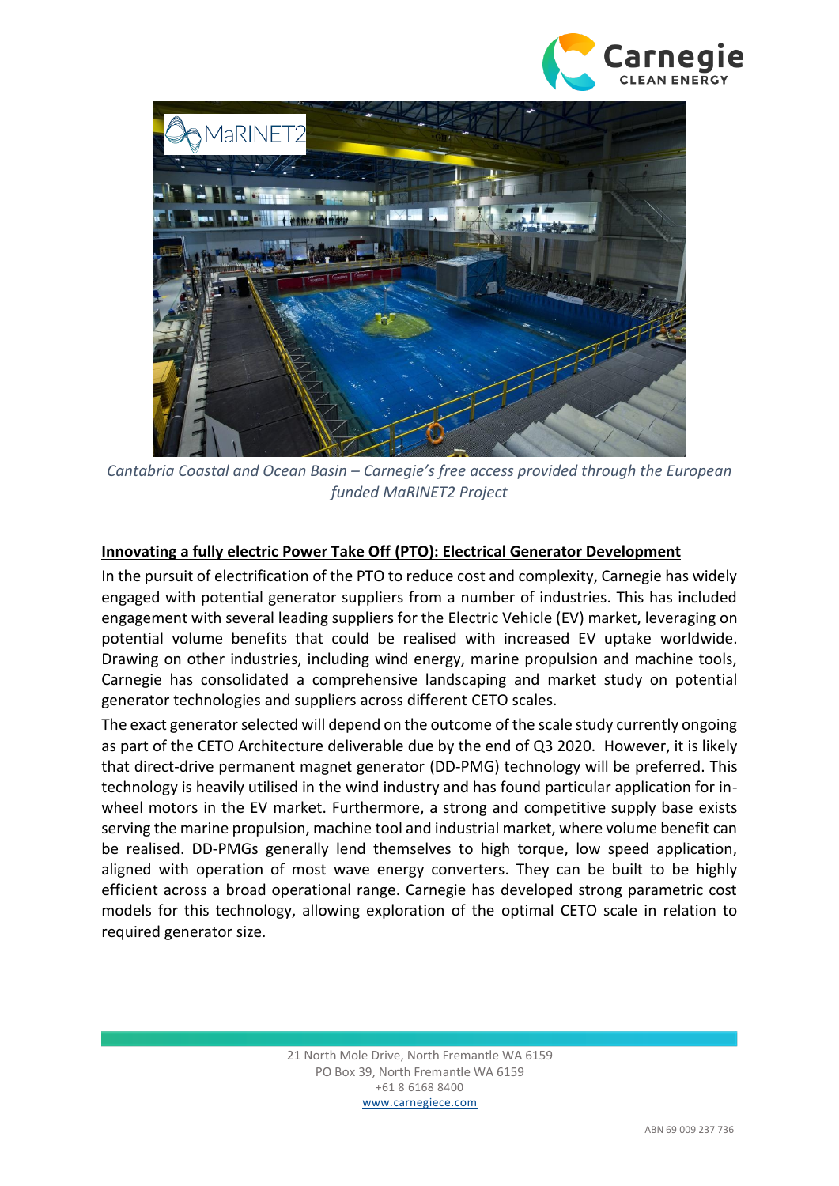*Cantabria Coastal and Ocean Basin – Carnegie's free access provided through the European funded MaRINET2 Project*

**Innovating a fully electric Power Take Off (PTO): Electrical Generator Development**

In the pursuit of electrification of the PTO to reduce cost and complexity, Carnegie has widely engaged with potential generator suppliers from a number of industries. This has included engagement with several leading suppliers for the Electric Vehicle (EV) market, leveraging on potential volume benefits that could be realised with increased EV uptake worldwide. Drawing on other industries, including wind energy, marine propulsion and machine tools, Carnegie has consolidated a comprehensive landscaping and market study on potential generator technologies and suppliers across different CETO scales.

The exact generator selected will depend on the outcome of the scale study currently ongoing as part of the CETO Architecture deliverable due by the end of Q3 2020. However, it is likely that direct-drive permanent magnet generator (DD-PMG) technology will be preferred. This technology is heavily utilised in the wind industry and has found particular application for in-wheel motors in the EV market. Furthermore, a strong and competitive supply base exists serving the marine propulsion, machine tool and industrial market, where volume benefit can be realised. DD-PMGs generally lend themselves to high torque, low speed application, aligned with operation of most wave energy converters. They can be built to be highly efficient across a broad operational range. Carnegie has developed strong parametric cost models for this technology, allowing exploration of the optimal CETO scale in relation to required generator size.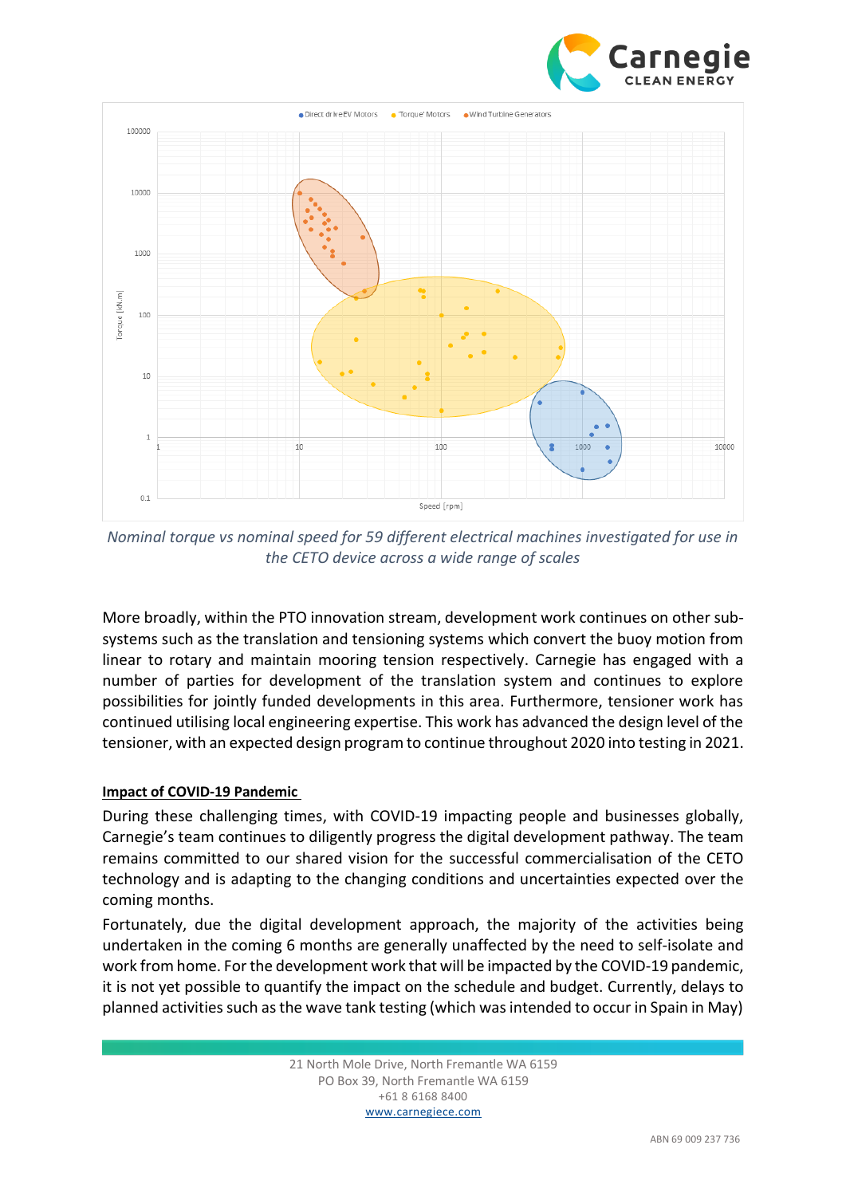*Nominal torque vs nominal speed for 59 different electrical machines investigated for use in the CETO device across a wide range of scales*

More broadly, within the PTO innovation stream, development work continues on other sub-systems such as the translation and tensioning systems which convert the buoy motion from linear to rotary and maintain mooring tension respectively. Carnegie has engaged with a number of parties for development of the translation system and continues to explore possibilities for jointly funded developments in this area. Furthermore, tensioner work has continued utilising local engineering expertise. This work has advanced the design level of the tensioner, with an expected design program to continue throughout 2020 into testing in 2021.

**Impact of COVID-19 Pandemic**

During these challenging times, with COVID-19 impacting people and businesses globally, Carnegie's team continues to diligently progress the digital development pathway. The team remains committed to our shared vision for the successful commercialisation of the CETO technology and is adapting to the changing conditions and uncertainties expected over the coming months.

Fortunately, due the digital development approach, the majority of the activities being undertaken in the coming 6 months are generally unaffected by the need to self-isolate and work from home. For the development work that will be impacted by the COVID-19 pandemic, it is not yet possible to quantify the impact on the schedule and budget. Currently, delays to planned activities such as the wave tank testing (which was intended to occur in Spain in May)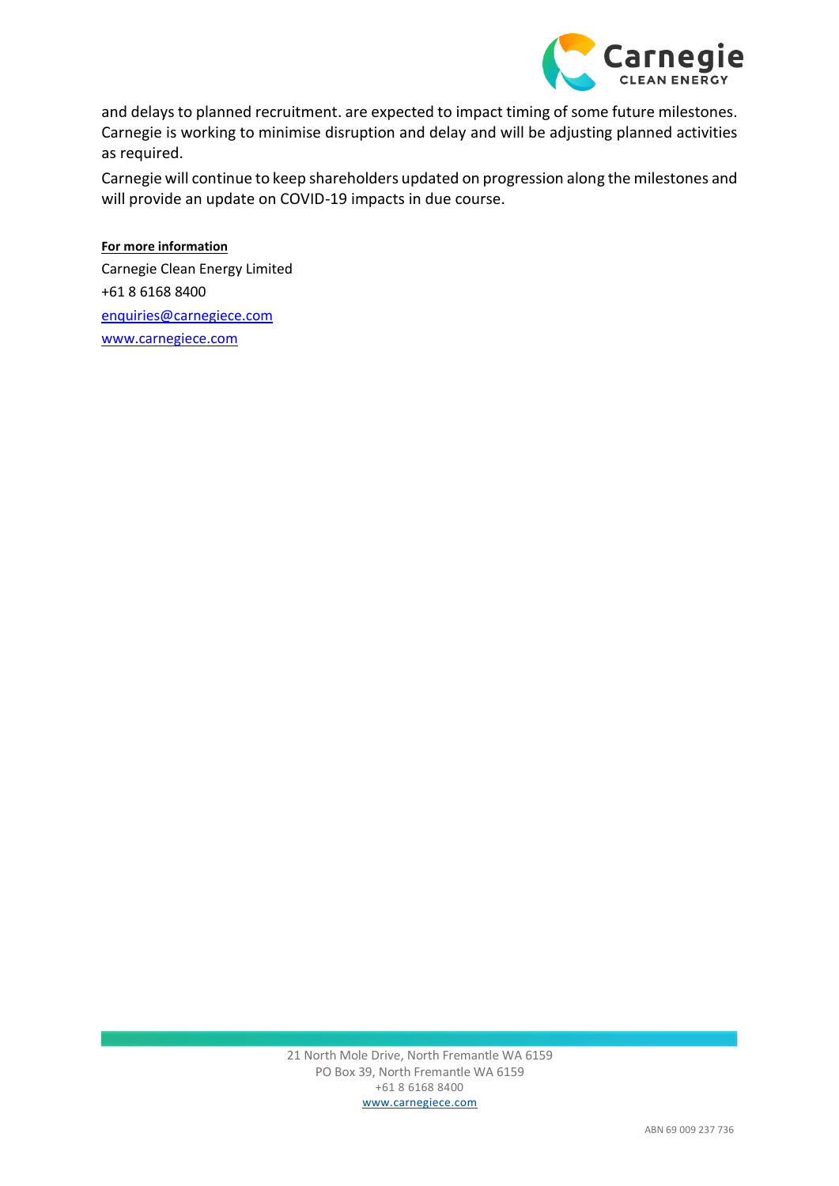and delays to planned recruitment. are expected to impact timing of some future milestones. Carnegie is working to minimise disruption and delay and will be adjusting planned activities as required.

Carnegie will continue to keep shareholders updated on progression along the milestones and will provide an update on COVID-19 impacts in due course.

**For more information**

Carnegie Clean Energy Limited
+61 8 6168 8400
enquiries@carnegiece.com
www.carnegiece.com